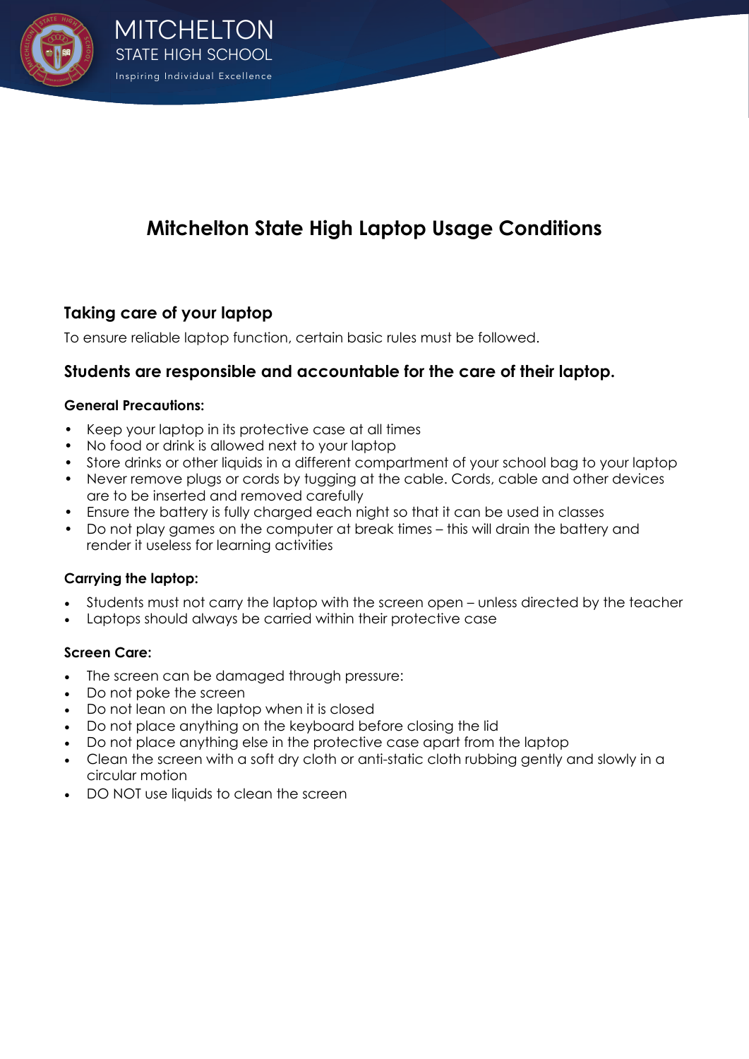# Mitchelton State High Laptop Usage Conditions

## Taking care of your laptop

To ensure reliable laptop function, certain basic rules must be followed.

## Students are responsible and accountable for the care of their laptop.

### General Precautions:

- Keep your laptop in its protective case at all times
- No food or drink is allowed next to your laptop
- Store drinks or other liquids in a different compartment of your school bag to your laptop
- Never remove plugs or cords by tugging at the cable. Cords, cable and other devices are to be inserted and removed carefully
- Ensure the battery is fully charged each night so that it can be used in classes
- Do not play games on the computer at break times – this will drain the battery and render it useless for learning activities

### Carrying the laptop:

- Students must not carry the laptop with the screen open – unless directed by the teacher
- Laptops should always be carried within their protective case

### Screen Care:

- The screen can be damaged through pressure:
- Do not poke the screen
- Do not lean on the laptop when it is closed
- Do not place anything on the keyboard before closing the lid
- Do not place anything else in the protective case apart from the laptop
- Clean the screen with a soft dry cloth or anti-static cloth rubbing gently and slowly in a circular motion
- DO NOT use liquids to clean the screen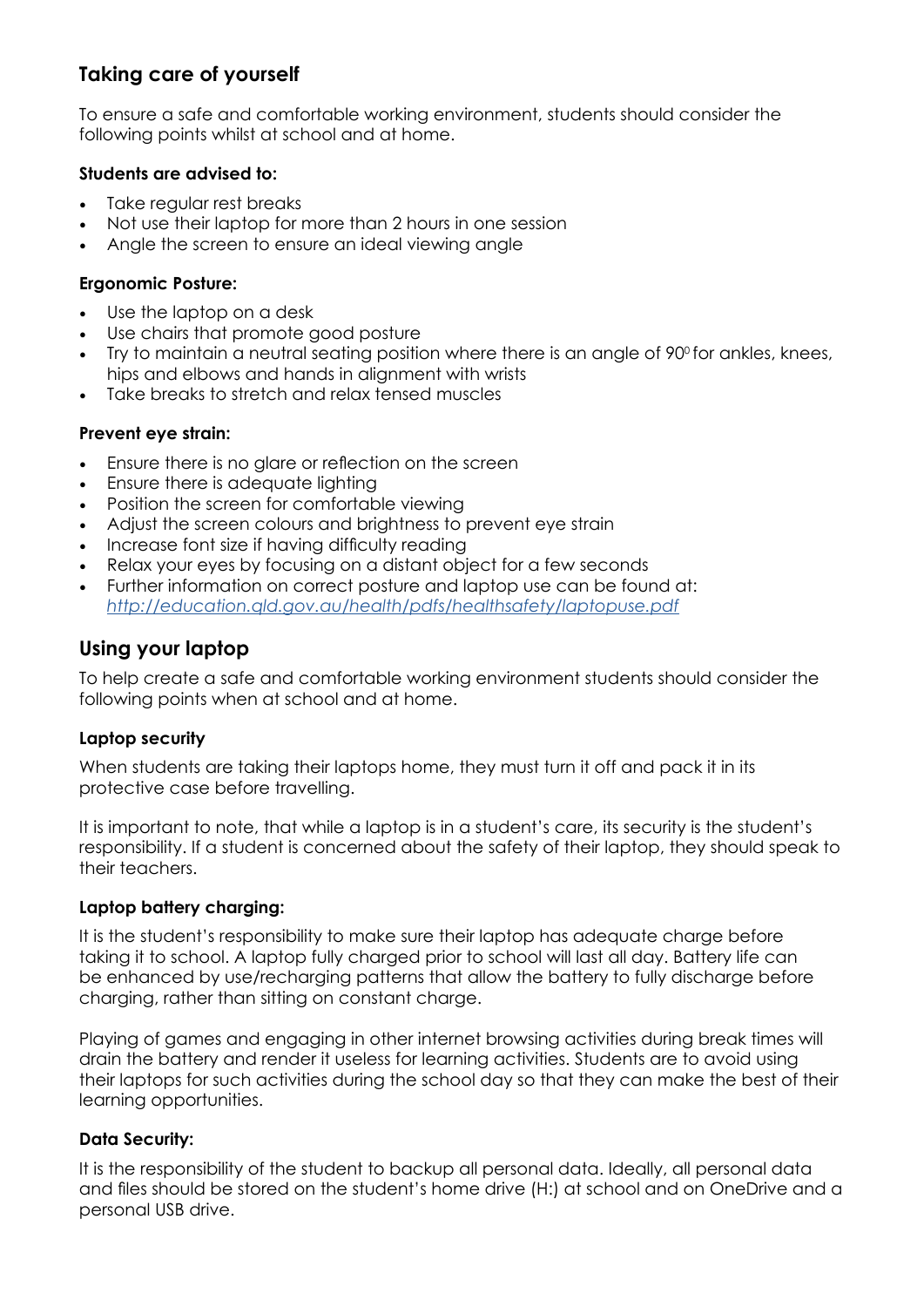## Taking care of yourself

To ensure a safe and comfortable working environment, students should consider the following points whilst at school and at home.

**Students are advised to:**

- Take regular rest breaks
- Not use their laptop for more than 2 hours in one session
- Angle the screen to ensure an ideal viewing angle

**Ergonomic Posture:**

- Use the laptop on a desk
- Use chairs that promote good posture
- Try to maintain a neutral seating position where there is an angle of $90^0$ for ankles, knees, hips and elbows and hands in alignment with wrists
- Take breaks to stretch and relax tensed muscles

**Prevent eye strain:**

- Ensure there is no glare or reflection on the screen
- Ensure there is adequate lighting
- Position the screen for comfortable viewing
- Adjust the screen colours and brightness to prevent eye strain
- Increase font size if having difficulty reading
- Relax your eyes by focusing on a distant object for a few seconds
- Further information on correct posture and laptop use can be found at: *http://education.qld.gov.au/health/pdfs/healthsafety/laptopuse.pdf*

## Using your laptop

To help create a safe and comfortable working environment students should consider the following points when at school and at home.

**Laptop security**

When students are taking their laptops home, they must turn it off and pack it in its protective case before travelling.

It is important to note, that while a laptop is in a student's care, its security is the student's responsibility. If a student is concerned about the safety of their laptop, they should speak to their teachers.

**Laptop battery charging:**

It is the student's responsibility to make sure their laptop has adequate charge before taking it to school. A laptop fully charged prior to school will last all day. Battery life can be enhanced by use/recharging patterns that allow the battery to fully discharge before charging, rather than sitting on constant charge.

Playing of games and engaging in other internet browsing activities during break times will drain the battery and render it useless for learning activities. Students are to avoid using their laptops for such activities during the school day so that they can make the best of their learning opportunities.

**Data Security:**

It is the responsibility of the student to backup all personal data. Ideally, all personal data and files should be stored on the student's home drive (H:) at school and on OneDrive and a personal USB drive.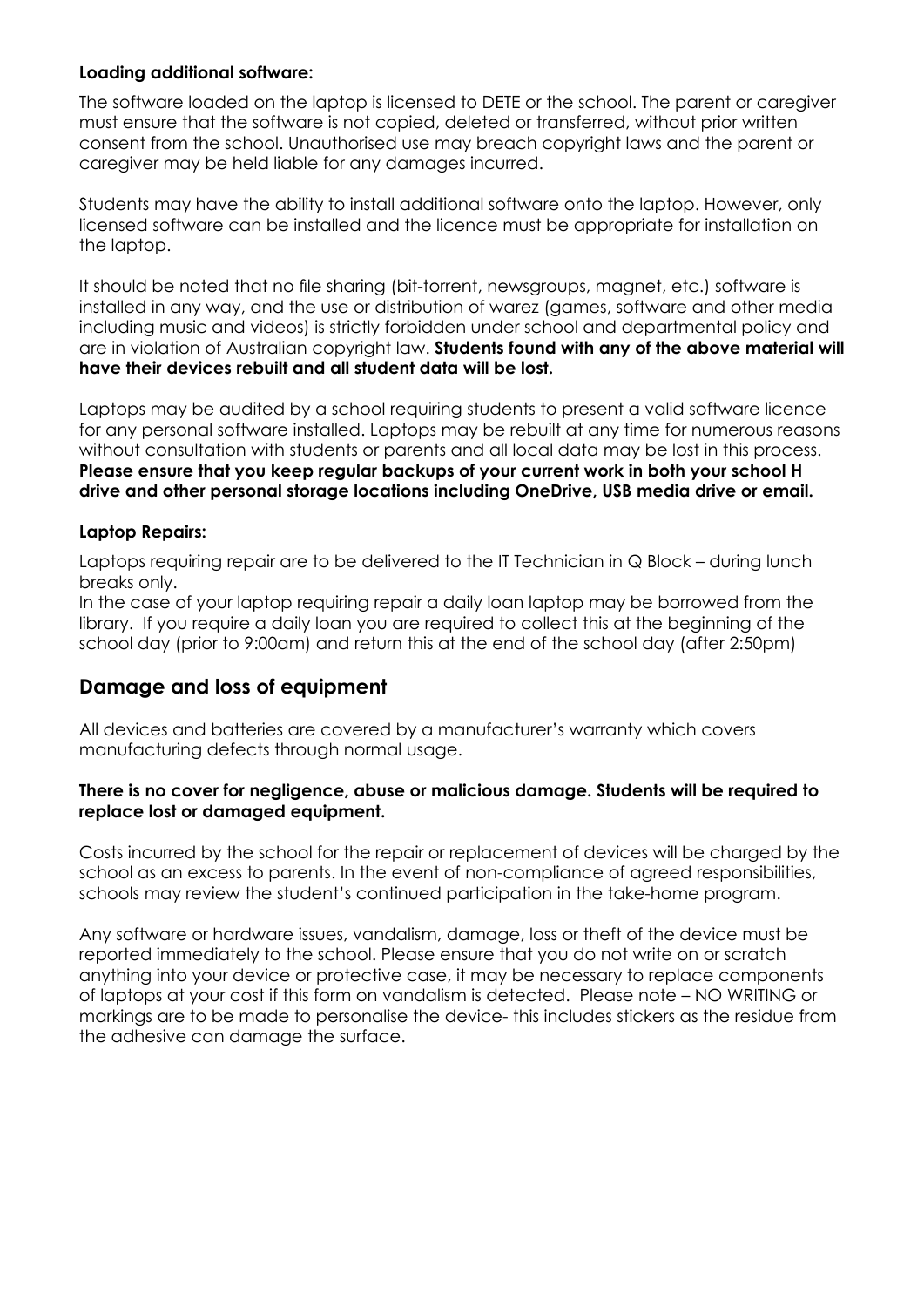**Loading additional software:**

The software loaded on the laptop is licensed to DETE or the school. The parent or caregiver must ensure that the software is not copied, deleted or transferred, without prior written consent from the school. Unauthorised use may breach copyright laws and the parent or caregiver may be held liable for any damages incurred.

Students may have the ability to install additional software onto the laptop. However, only licensed software can be installed and the licence must be appropriate for installation on the laptop.

It should be noted that no file sharing (bit-torrent, newsgroups, magnet, etc.) software is installed in any way, and the use or distribution of warez (games, software and other media including music and videos) is strictly forbidden under school and departmental policy and are in violation of Australian copyright law. **Students found with any of the above material will have their devices rebuilt and all student data will be lost.**

Laptops may be audited by a school requiring students to present a valid software licence for any personal software installed. Laptops may be rebuilt at any time for numerous reasons without consultation with students or parents and all local data may be lost in this process. **Please ensure that you keep regular backups of your current work in both your school H drive and other personal storage locations including OneDrive, USB media drive or email.**

**Laptop Repairs:**

Laptops requiring repair are to be delivered to the IT Technician in Q Block – during lunch breaks only.
In the case of your laptop requiring repair a daily loan laptop may be borrowed from the library. If you require a daily loan you are required to collect this at the beginning of the school day (prior to 9:00am) and return this at the end of the school day (after 2:50pm)

## Damage and loss of equipment

All devices and batteries are covered by a manufacturer's warranty which covers manufacturing defects through normal usage.

**There is no cover for negligence, abuse or malicious damage. Students will be required to replace lost or damaged equipment.**

Costs incurred by the school for the repair or replacement of devices will be charged by the school as an excess to parents. In the event of non-compliance of agreed responsibilities, schools may review the student's continued participation in the take-home program.

Any software or hardware issues, vandalism, damage, loss or theft of the device must be reported immediately to the school. Please ensure that you do not write on or scratch anything into your device or protective case, it may be necessary to replace components of laptops at your cost if this form on vandalism is detected. Please note – NO WRITING or markings are to be made to personalise the device- this includes stickers as the residue from the adhesive can damage the surface.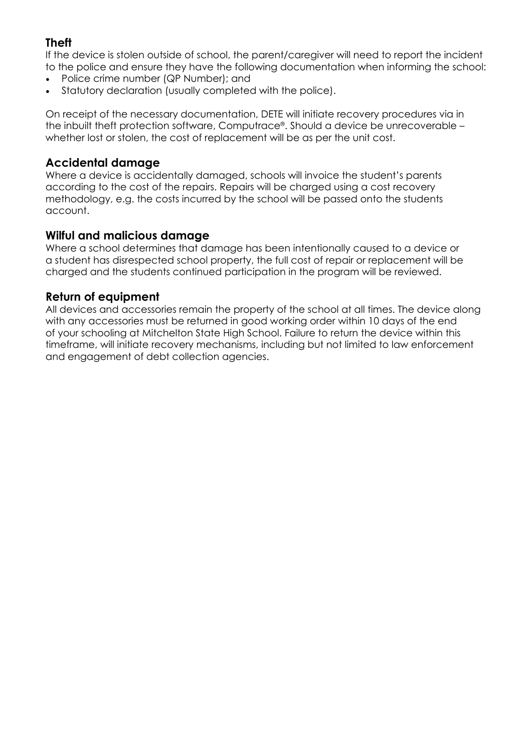### Theft

If the device is stolen outside of school, the parent/caregiver will need to report the incident to the police and ensure they have the following documentation when informing the school:

- Police crime number (QP Number); and
- Statutory declaration (usually completed with the police).

On receipt of the necessary documentation, DETE will initiate recovery procedures via in the inbuilt theft protection software, Computrace®. Should a device be unrecoverable – whether lost or stolen, the cost of replacement will be as per the unit cost.

### Accidental damage

Where a device is accidentally damaged, schools will invoice the student's parents according to the cost of the repairs. Repairs will be charged using a cost recovery methodology, e.g. the costs incurred by the school will be passed onto the students account.

### Wilful and malicious damage

Where a school determines that damage has been intentionally caused to a device or a student has disrespected school property, the full cost of repair or replacement will be charged and the students continued participation in the program will be reviewed.

### Return of equipment

All devices and accessories remain the property of the school at all times. The device along with any accessories must be returned in good working order within 10 days of the end of your schooling at Mitchelton State High School. Failure to return the device within this timeframe, will initiate recovery mechanisms, including but not limited to law enforcement and engagement of debt collection agencies.